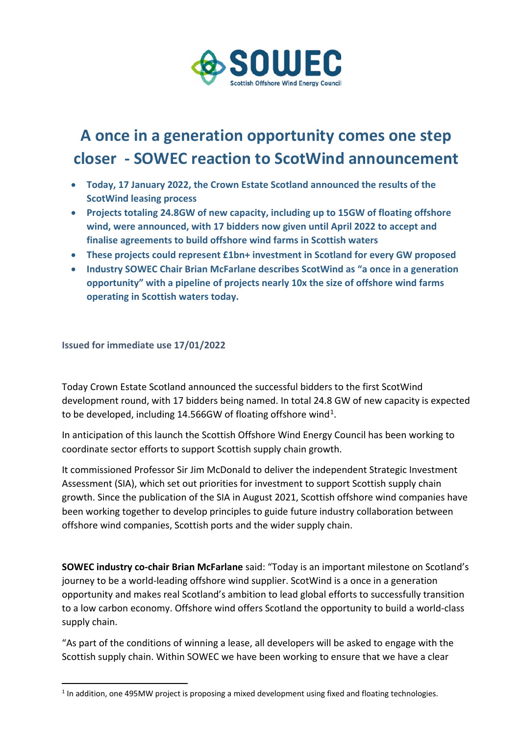# A once in a generation opportunity comes one step closer - SOWEC reaction to ScotWind announcement

- **Today, 17 January 2022, the Crown Estate Scotland announced the results of the ScotWind leasing process**
- **Projects totaling 24.8GW of new capacity, including up to 15GW of floating offshore wind, were announced, with 17 bidders now given until April 2022 to accept and finalise agreements to build offshore wind farms in Scottish waters**
- **These projects could represent £1bn+ investment in Scotland for every GW proposed**
- **Industry SOWEC Chair Brian McFarlane describes ScotWind as "a once in a generation opportunity" with a pipeline of projects nearly 10x the size of offshore wind farms operating in Scottish waters today.**

**Issued for immediate use 17/01/2022**

Today Crown Estate Scotland announced the successful bidders to the first ScotWind development round, with 17 bidders being named. In total 24.8 GW of new capacity is expected to be developed, including 14.566GW of floating offshore wind[1].

In anticipation of this launch the Scottish Offshore Wind Energy Council has been working to coordinate sector efforts to support Scottish supply chain growth.

It commissioned Professor Sir Jim McDonald to deliver the independent Strategic Investment Assessment (SIA), which set out priorities for investment to support Scottish supply chain growth. Since the publication of the SIA in August 2021, Scottish offshore wind companies have been working together to develop principles to guide future industry collaboration between offshore wind companies, Scottish ports and the wider supply chain.

**SOWEC industry co-chair Brian McFarlane** said: "Today is an important milestone on Scotland's journey to be a world-leading offshore wind supplier. ScotWind is a once in a generation opportunity and makes real Scotland's ambition to lead global efforts to successfully transition to a low carbon economy. Offshore wind offers Scotland the opportunity to build a world-class supply chain.

"As part of the conditions of winning a lease, all developers will be asked to engage with the Scottish supply chain. Within SOWEC we have been working to ensure that we have a clear

[1] In addition, one 495MW project is proposing a mixed development using fixed and floating technologies.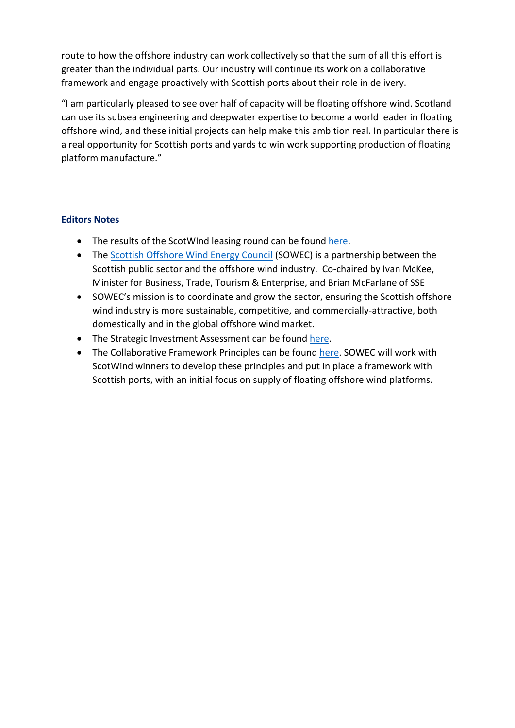route to how the offshore industry can work collectively so that the sum of all this effort is greater than the individual parts. Our industry will continue its work on a collaborative framework and engage proactively with Scottish ports about their role in delivery.

"I am particularly pleased to see over half of capacity will be floating offshore wind. Scotland can use its subsea engineering and deepwater expertise to become a world leader in floating offshore wind, and these initial projects can help make this ambition real. In particular there is a real opportunity for Scottish ports and yards to win work supporting production of floating platform manufacture."

### Editors Notes

- The results of the ScotWInd leasing round can be found here.
- The Scottish Offshore Wind Energy Council (SOWEC) is a partnership between the Scottish public sector and the offshore wind industry. Co-chaired by Ivan McKee, Minister for Business, Trade, Tourism & Enterprise, and Brian McFarlane of SSE
- SOWEC's mission is to coordinate and grow the sector, ensuring the Scottish offshore wind industry is more sustainable, competitive, and commercially-attractive, both domestically and in the global offshore wind market.
- The Strategic Investment Assessment can be found here.
- The Collaborative Framework Principles can be found here. SOWEC will work with ScotWind winners to develop these principles and put in place a framework with Scottish ports, with an initial focus on supply of floating offshore wind platforms.